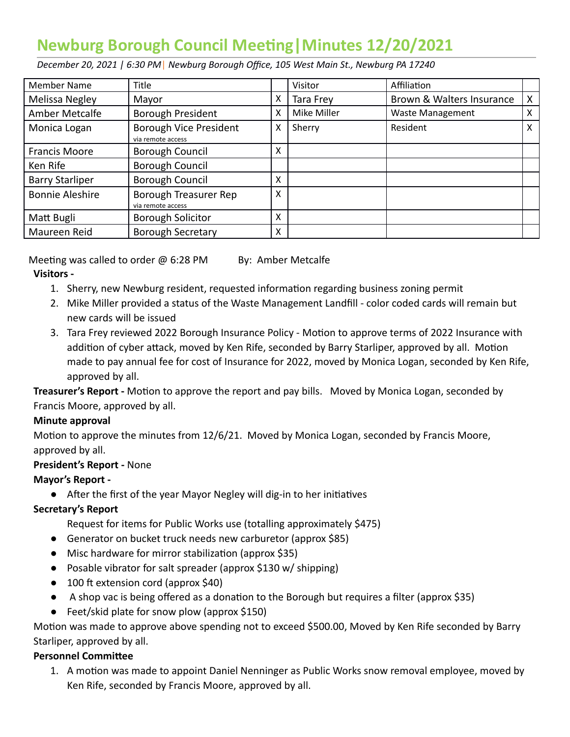# Newburg Borough Council Meeting|Minutes 12/20/2021

*December 20, 2021 | 6:30 PM| Newburg Borough Office, 105 West Main St., Newburg PA 17240*

| Member Name | Title | | Visitor | Affiliation | |
|---|---|---|---|---|---|
| Melissa Negley | Mayor | X | Tara Frey | Brown & Walters Insurance | X |
| Amber Metcalfe | Borough President | X | Mike Miller | Waste Management | X |
| Monica Logan | Borough Vice President via remote access | X | Sherry | Resident | X |
| Francis Moore | Borough Council | X | | | |
| Ken Rife | Borough Council | | | | |
| Barry Starliper | Borough Council | X | | | |
| Bonnie Aleshire | Borough Treasurer Rep via remote access | X | | | |
| Matt Bugli | Borough Solicitor | X | | | |
| Maureen Reid | Borough Secretary | X | | | |

Meeting was called to order @ 6:28 PM By: Amber Metcalfe

**Visitors -**

1. Sherry, new Newburg resident, requested information regarding business zoning permit
2. Mike Miller provided a status of the Waste Management Landfill - color coded cards will remain but new cards will be issued
3. Tara Frey reviewed 2022 Borough Insurance Policy - Motion to approve terms of 2022 Insurance with addition of cyber attack, moved by Ken Rife, seconded by Barry Starliper, approved by all. Motion made to pay annual fee for cost of Insurance for 2022, moved by Monica Logan, seconded by Ken Rife, approved by all.

**Treasurer's Report -** Motion to approve the report and pay bills. Moved by Monica Logan, seconded by Francis Moore, approved by all.

**Minute approval**

Motion to approve the minutes from 12/6/21. Moved by Monica Logan, seconded by Francis Moore, approved by all.

**President's Report -** None

**Mayor's Report -**

- After the first of the year Mayor Negley will dig-in to her initiatives

**Secretary's Report**

Request for items for Public Works use (totalling approximately $475)

- Generator on bucket truck needs new carburetor (approx $85)
- Misc hardware for mirror stabilization (approx $35)
- Posable vibrator for salt spreader (approx $130 w/ shipping)
- 100 ft extension cord (approx $40)
- A shop vac is being offered as a donation to the Borough but requires a filter (approx $35)
- Feet/skid plate for snow plow (approx $150)

Motion was made to approve above spending not to exceed $500.00, Moved by Ken Rife seconded by Barry Starliper, approved by all.

**Personnel Committee**

1. A motion was made to appoint Daniel Nenninger as Public Works snow removal employee, moved by Ken Rife, seconded by Francis Moore, approved by all.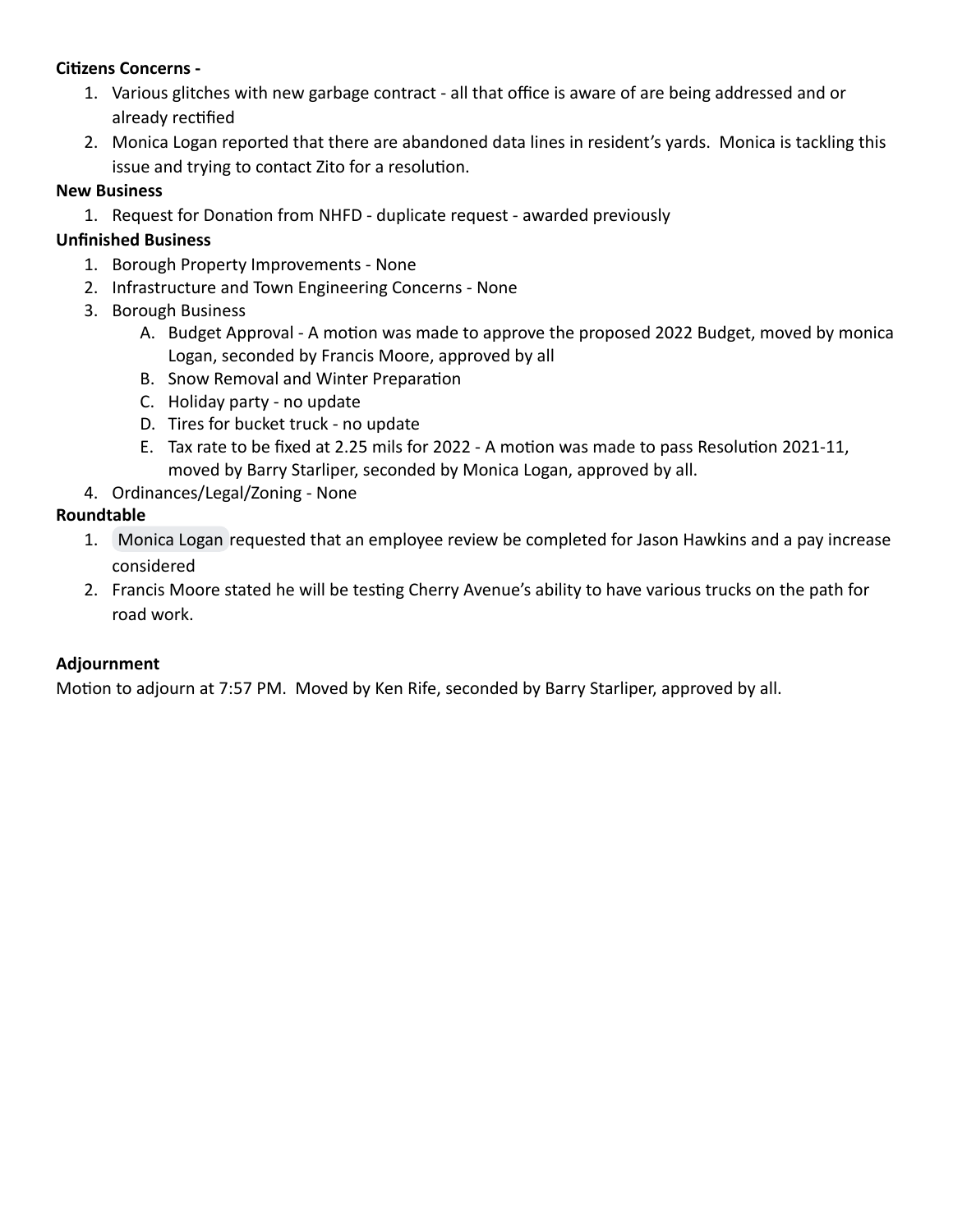**Citizens Concerns -**

1. Various glitches with new garbage contract - all that office is aware of are being addressed and or already rectified
2. Monica Logan reported that there are abandoned data lines in resident's yards. Monica is tackling this issue and trying to contact Zito for a resolution.

**New Business**

1. Request for Donation from NHFD - duplicate request - awarded previously

**Unfinished Business**

1. Borough Property Improvements - None
2. Infrastructure and Town Engineering Concerns - None
3. Borough Business
   A. Budget Approval - A motion was made to approve the proposed 2022 Budget, moved by monica Logan, seconded by Francis Moore, approved by all
   B. Snow Removal and Winter Preparation
   C. Holiday party - no update
   D. Tires for bucket truck - no update
   E. Tax rate to be fixed at 2.25 mils for 2022 - A motion was made to pass Resolution 2021-11, moved by Barry Starliper, seconded by Monica Logan, approved by all.
4. Ordinances/Legal/Zoning - None

**Roundtable**

1. Monica Logan requested that an employee review be completed for Jason Hawkins and a pay increase considered
2. Francis Moore stated he will be testing Cherry Avenue's ability to have various trucks on the path for road work.

**Adjournment**

Motion to adjourn at 7:57 PM. Moved by Ken Rife, seconded by Barry Starliper, approved by all.